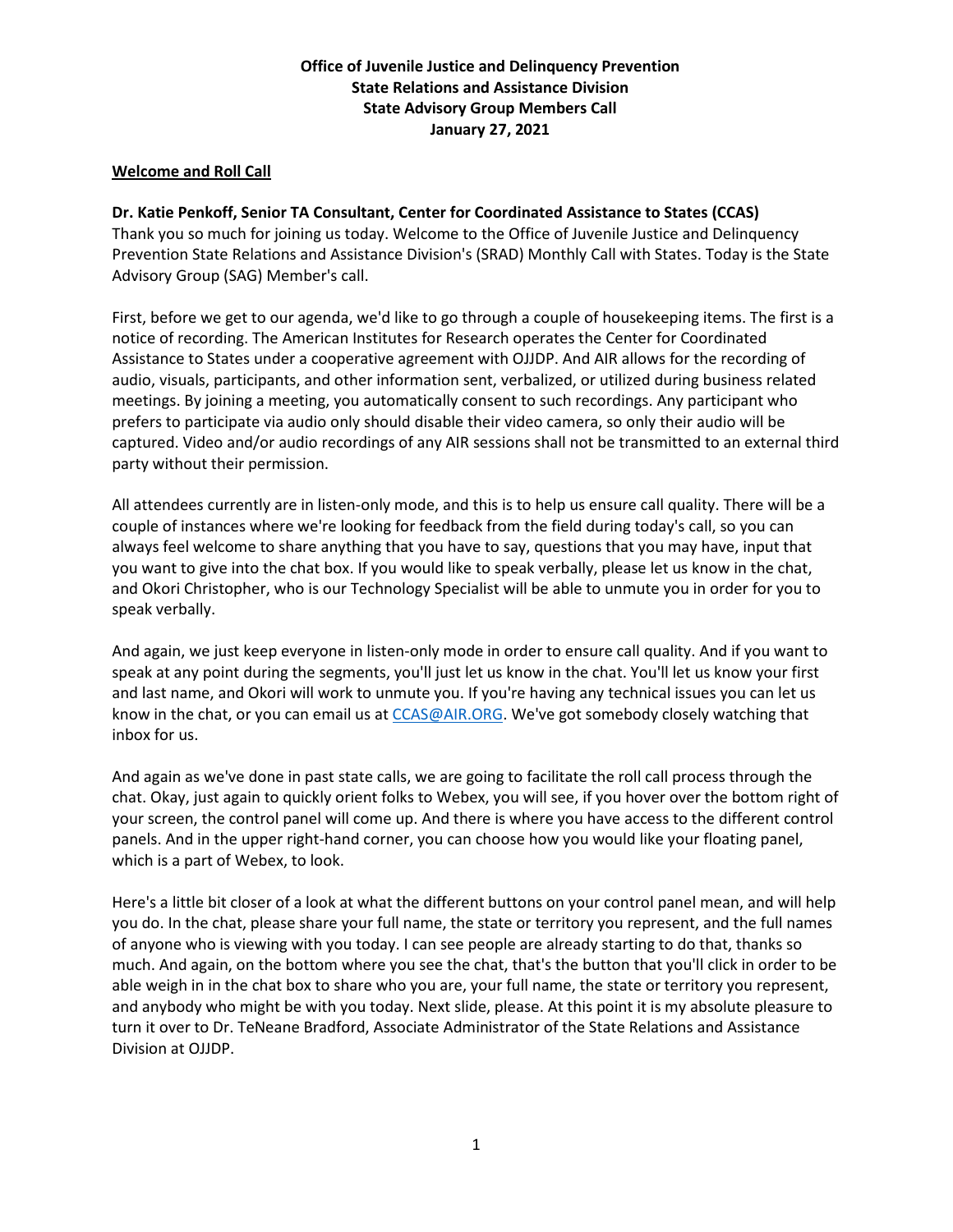**Office of Juvenile Justice and Delinquency Prevention**
**State Relations and Assistance Division**
**State Advisory Group Members Call**
**January 27, 2021**

## Welcome and Roll Call

**Dr. Katie Penkoff, Senior TA Consultant, Center for Coordinated Assistance to States (CCAS)**
Thank you so much for joining us today. Welcome to the Office of Juvenile Justice and Delinquency Prevention State Relations and Assistance Division's (SRAD) Monthly Call with States. Today is the State Advisory Group (SAG) Member's call.

First, before we get to our agenda, we'd like to go through a couple of housekeeping items. The first is a notice of recording. The American Institutes for Research operates the Center for Coordinated Assistance to States under a cooperative agreement with OJJDP. And AIR allows for the recording of audio, visuals, participants, and other information sent, verbalized, or utilized during business related meetings. By joining a meeting, you automatically consent to such recordings. Any participant who prefers to participate via audio only should disable their video camera, so only their audio will be captured. Video and/or audio recordings of any AIR sessions shall not be transmitted to an external third party without their permission.

All attendees currently are in listen-only mode, and this is to help us ensure call quality. There will be a couple of instances where we're looking for feedback from the field during today's call, so you can always feel welcome to share anything that you have to say, questions that you may have, input that you want to give into the chat box. If you would like to speak verbally, please let us know in the chat, and Okori Christopher, who is our Technology Specialist will be able to unmute you in order for you to speak verbally.

And again, we just keep everyone in listen-only mode in order to ensure call quality. And if you want to speak at any point during the segments, you'll just let us know in the chat. You'll let us know your first and last name, and Okori will work to unmute you. If you're having any technical issues you can let us know in the chat, or you can email us at CCAS@AIR.ORG. We've got somebody closely watching that inbox for us.

And again as we've done in past state calls, we are going to facilitate the roll call process through the chat. Okay, just again to quickly orient folks to Webex, you will see, if you hover over the bottom right of your screen, the control panel will come up. And there is where you have access to the different control panels. And in the upper right-hand corner, you can choose how you would like your floating panel, which is a part of Webex, to look.

Here's a little bit closer of a look at what the different buttons on your control panel mean, and will help you do. In the chat, please share your full name, the state or territory you represent, and the full names of anyone who is viewing with you today. I can see people are already starting to do that, thanks so much. And again, on the bottom where you see the chat, that's the button that you'll click in order to be able weigh in in the chat box to share who you are, your full name, the state or territory you represent, and anybody who might be with you today. Next slide, please. At this point it is my absolute pleasure to turn it over to Dr. TeNeane Bradford, Associate Administrator of the State Relations and Assistance Division at OJJDP.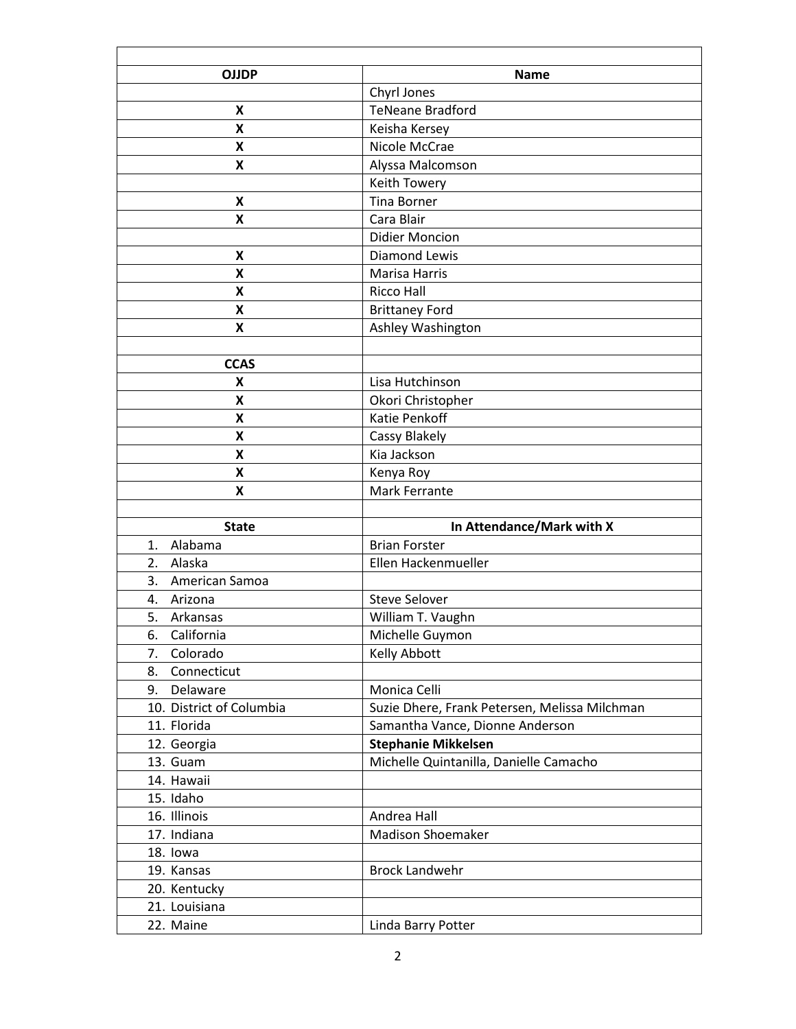| | |
|---|---|
| **OJJDP** | **Name** |
| | Chyrl Jones |
| **X** | TeNeane Bradford |
| **X** | Keisha Kersey |
| **X** | Nicole McCrae |
| **X** | Alyssa Malcomson |
| | Keith Towery |
| **X** | Tina Borner |
| **X** | Cara Blair |
| | Didier Moncion |
| **X** | Diamond Lewis |
| **X** | Marisa Harris |
| **X** | Ricco Hall |
| **X** | Brittaney Ford |
| **X** | Ashley Washington |
| | |
| **CCAS** | |
| **X** | Lisa Hutchinson |
| **X** | Okori Christopher |
| **X** | Katie Penkoff |
| **X** | Cassy Blakely |
| **X** | Kia Jackson |
| **X** | Kenya Roy |
| **X** | Mark Ferrante |
| | |
| **State** | **In Attendance/Mark with X** |
| 1. Alabama | Brian Forster |
| 2. Alaska | Ellen Hackenmueller |
| 3. American Samoa | |
| 4. Arizona | Steve Selover |
| 5. Arkansas | William T. Vaughn |
| 6. California | Michelle Guymon |
| 7. Colorado | Kelly Abbott |
| 8. Connecticut | |
| 9. Delaware | Monica Celli |
| 10. District of Columbia | Suzie Dhere, Frank Petersen, Melissa Milchman |
| 11. Florida | Samantha Vance, Dionne Anderson |
| 12. Georgia | **Stephanie Mikkelsen** |
| 13. Guam | Michelle Quintanilla, Danielle Camacho |
| 14. Hawaii | |
| 15. Idaho | |
| 16. Illinois | Andrea Hall |
| 17. Indiana | Madison Shoemaker |
| 18. Iowa | |
| 19. Kansas | Brock Landwehr |
| 20. Kentucky | |
| 21. Louisiana | |
| 22. Maine | Linda Barry Potter |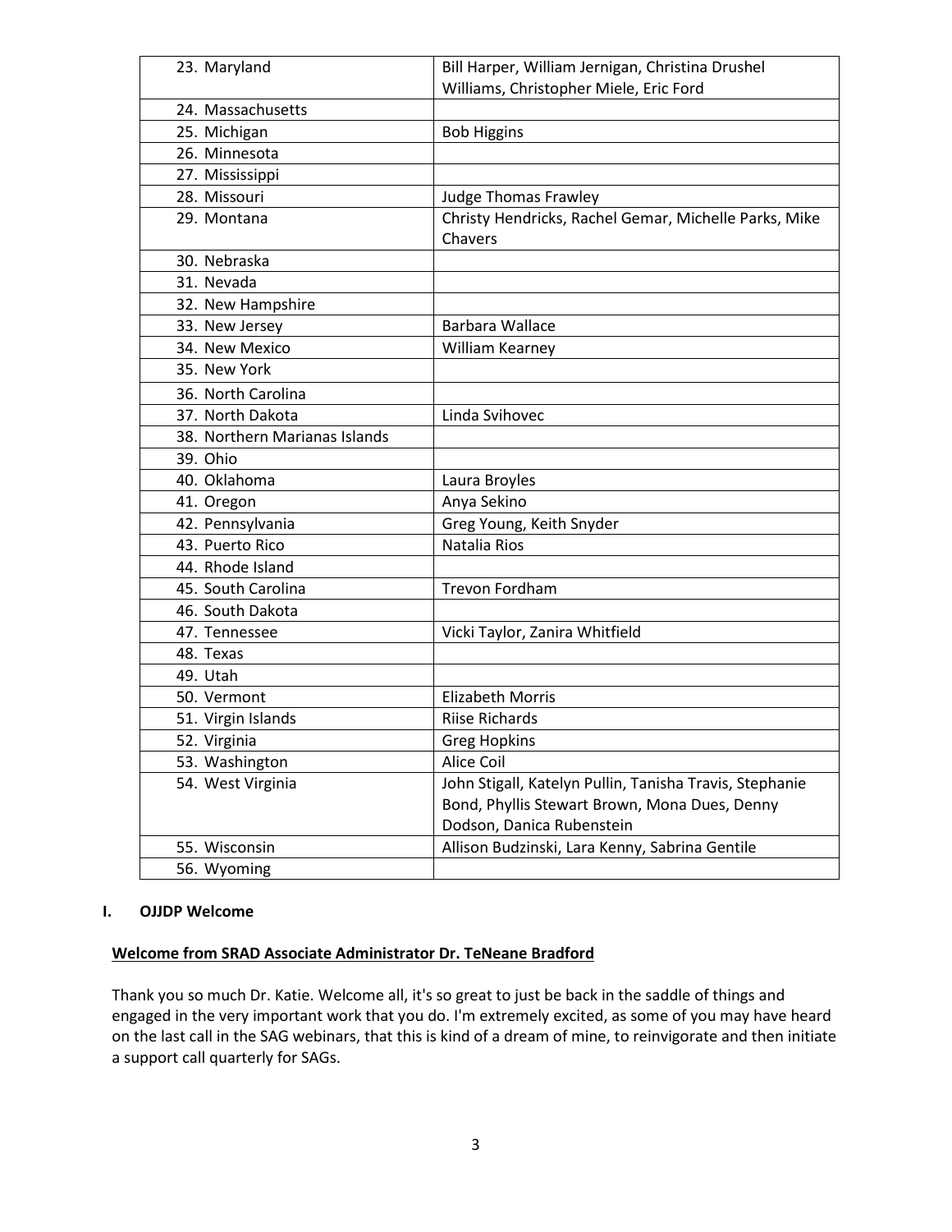| | |
|---|---|
| 23. Maryland | Bill Harper, William Jernigan, Christina Drushel Williams, Christopher Miele, Eric Ford |
| 24. Massachusetts | |
| 25. Michigan | Bob Higgins |
| 26. Minnesota | |
| 27. Mississippi | |
| 28. Missouri | Judge Thomas Frawley |
| 29. Montana | Christy Hendricks, Rachel Gemar, Michelle Parks, Mike Chavers |
| 30. Nebraska | |
| 31. Nevada | |
| 32. New Hampshire | |
| 33. New Jersey | Barbara Wallace |
| 34. New Mexico | William Kearney |
| 35. New York | |
| 36. North Carolina | |
| 37. North Dakota | Linda Svihovec |
| 38. Northern Marianas Islands | |
| 39. Ohio | |
| 40. Oklahoma | Laura Broyles |
| 41. Oregon | Anya Sekino |
| 42. Pennsylvania | Greg Young, Keith Snyder |
| 43. Puerto Rico | Natalia Rios |
| 44. Rhode Island | |
| 45. South Carolina | Trevon Fordham |
| 46. South Dakota | |
| 47. Tennessee | Vicki Taylor, Zanira Whitfield |
| 48. Texas | |
| 49. Utah | |
| 50. Vermont | Elizabeth Morris |
| 51. Virgin Islands | Riise Richards |
| 52. Virginia | Greg Hopkins |
| 53. Washington | Alice Coil |
| 54. West Virginia | John Stigall, Katelyn Pullin, Tanisha Travis, Stephanie Bond, Phyllis Stewart Brown, Mona Dues, Denny Dodson, Danica Rubenstein |
| 55. Wisconsin | Allison Budzinski, Lara Kenny, Sabrina Gentile |
| 56. Wyoming | |

## I. OJJDP Welcome

**Welcome from SRAD Associate Administrator Dr. TeNeane Bradford**

Thank you so much Dr. Katie. Welcome all, it's so great to just be back in the saddle of things and engaged in the very important work that you do. I'm extremely excited, as some of you may have heard on the last call in the SAG webinars, that this is kind of a dream of mine, to reinvigorate and then initiate a support call quarterly for SAGs.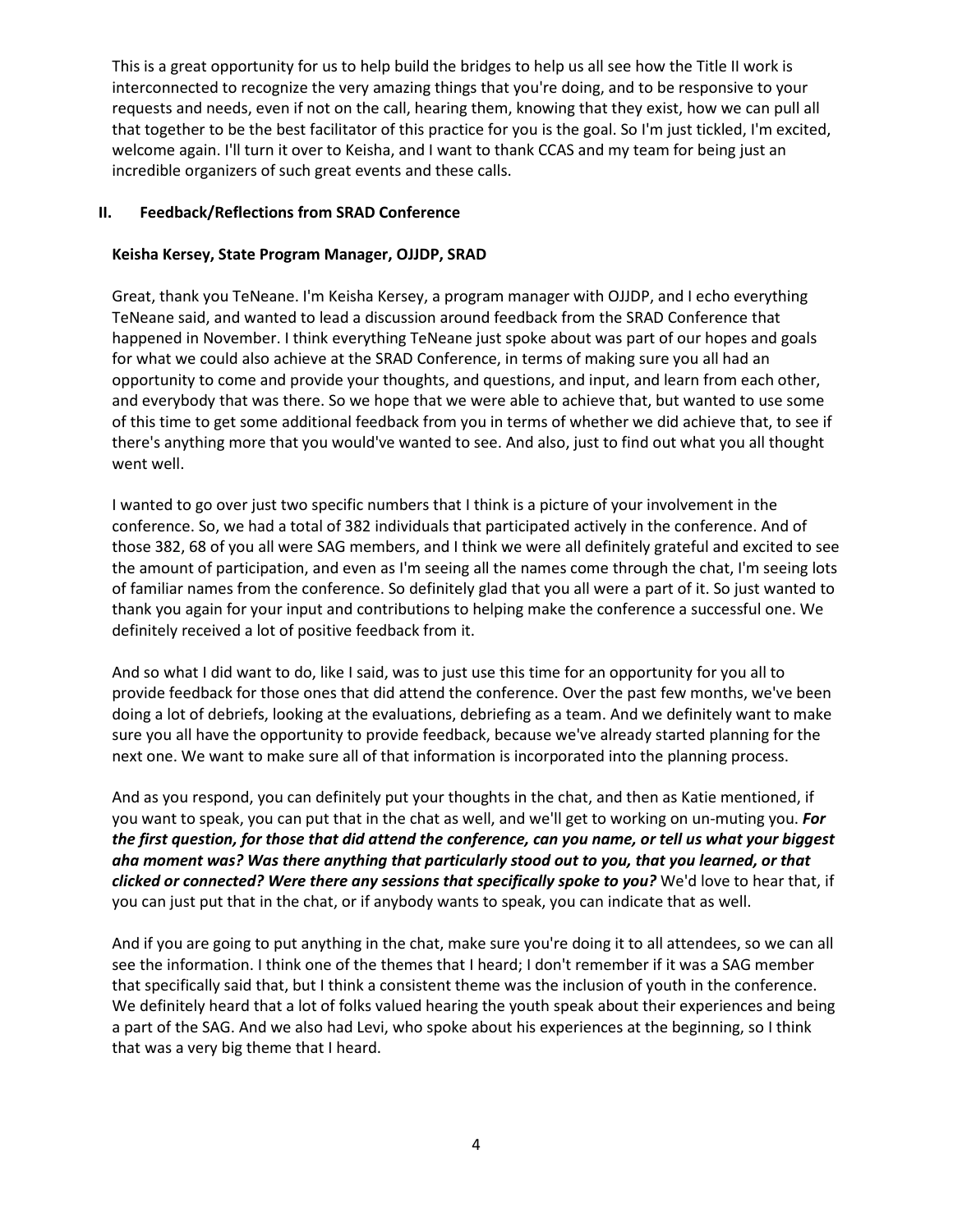This is a great opportunity for us to help build the bridges to help us all see how the Title II work is interconnected to recognize the very amazing things that you're doing, and to be responsive to your requests and needs, even if not on the call, hearing them, knowing that they exist, how we can pull all that together to be the best facilitator of this practice for you is the goal. So I'm just tickled, I'm excited, welcome again. I'll turn it over to Keisha, and I want to thank CCAS and my team for being just an incredible organizers of such great events and these calls.

## II. Feedback/Reflections from SRAD Conference

**Keisha Kersey, State Program Manager, OJJDP, SRAD**

Great, thank you TeNeane. I'm Keisha Kersey, a program manager with OJJDP, and I echo everything TeNeane said, and wanted to lead a discussion around feedback from the SRAD Conference that happened in November. I think everything TeNeane just spoke about was part of our hopes and goals for what we could also achieve at the SRAD Conference, in terms of making sure you all had an opportunity to come and provide your thoughts, and questions, and input, and learn from each other, and everybody that was there. So we hope that we were able to achieve that, but wanted to use some of this time to get some additional feedback from you in terms of whether we did achieve that, to see if there's anything more that you would've wanted to see. And also, just to find out what you all thought went well.

I wanted to go over just two specific numbers that I think is a picture of your involvement in the conference. So, we had a total of 382 individuals that participated actively in the conference. And of those 382, 68 of you all were SAG members, and I think we were all definitely grateful and excited to see the amount of participation, and even as I'm seeing all the names come through the chat, I'm seeing lots of familiar names from the conference. So definitely glad that you all were a part of it. So just wanted to thank you again for your input and contributions to helping make the conference a successful one. We definitely received a lot of positive feedback from it.

And so what I did want to do, like I said, was to just use this time for an opportunity for you all to provide feedback for those ones that did attend the conference. Over the past few months, we've been doing a lot of debriefs, looking at the evaluations, debriefing as a team. And we definitely want to make sure you all have the opportunity to provide feedback, because we've already started planning for the next one. We want to make sure all of that information is incorporated into the planning process.

And as you respond, you can definitely put your thoughts in the chat, and then as Katie mentioned, if you want to speak, you can put that in the chat as well, and we'll get to working on un-muting you. ***For the first question, for those that did attend the conference, can you name, or tell us what your biggest aha moment was? Was there anything that particularly stood out to you, that you learned, or that clicked or connected? Were there any sessions that specifically spoke to you?*** We'd love to hear that, if you can just put that in the chat, or if anybody wants to speak, you can indicate that as well.

And if you are going to put anything in the chat, make sure you're doing it to all attendees, so we can all see the information. I think one of the themes that I heard; I don't remember if it was a SAG member that specifically said that, but I think a consistent theme was the inclusion of youth in the conference. We definitely heard that a lot of folks valued hearing the youth speak about their experiences and being a part of the SAG. And we also had Levi, who spoke about his experiences at the beginning, so I think that was a very big theme that I heard.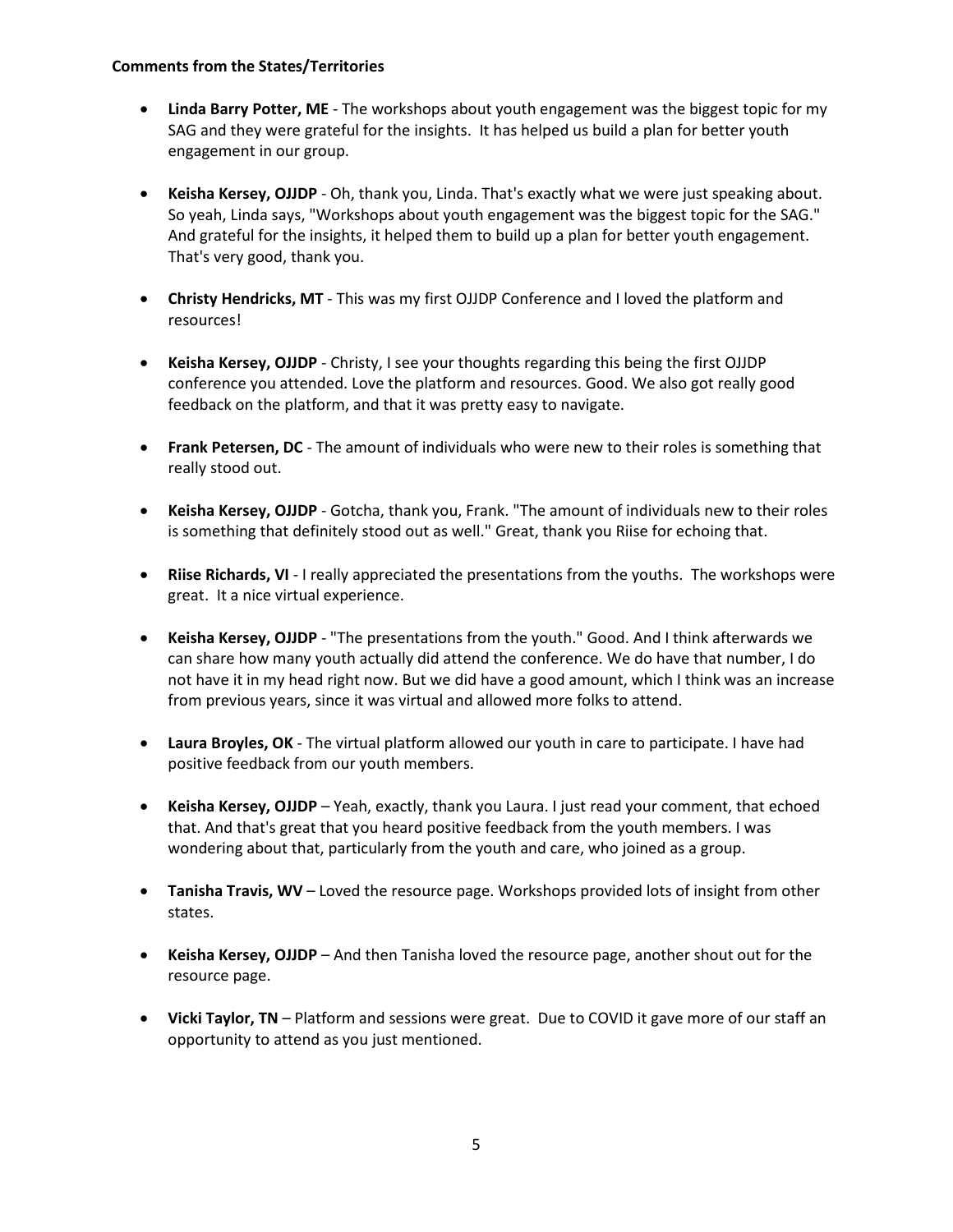**Comments from the States/Territories**

- **Linda Barry Potter, ME** - The workshops about youth engagement was the biggest topic for my SAG and they were grateful for the insights. It has helped us build a plan for better youth engagement in our group.

- **Keisha Kersey, OJJDP** - Oh, thank you, Linda. That's exactly what we were just speaking about. So yeah, Linda says, "Workshops about youth engagement was the biggest topic for the SAG." And grateful for the insights, it helped them to build up a plan for better youth engagement. That's very good, thank you.

- **Christy Hendricks, MT** - This was my first OJJDP Conference and I loved the platform and resources!

- **Keisha Kersey, OJJDP** - Christy, I see your thoughts regarding this being the first OJJDP conference you attended. Love the platform and resources. Good. We also got really good feedback on the platform, and that it was pretty easy to navigate.

- **Frank Petersen, DC** - The amount of individuals who were new to their roles is something that really stood out.

- **Keisha Kersey, OJJDP** - Gotcha, thank you, Frank. "The amount of individuals new to their roles is something that definitely stood out as well." Great, thank you Riise for echoing that.

- **Riise Richards, VI** - I really appreciated the presentations from the youths. The workshops were great. It a nice virtual experience.

- **Keisha Kersey, OJJDP** - "The presentations from the youth." Good. And I think afterwards we can share how many youth actually did attend the conference. We do have that number, I do not have it in my head right now. But we did have a good amount, which I think was an increase from previous years, since it was virtual and allowed more folks to attend.

- **Laura Broyles, OK** - The virtual platform allowed our youth in care to participate. I have had positive feedback from our youth members.

- **Keisha Kersey, OJJDP** – Yeah, exactly, thank you Laura. I just read your comment, that echoed that. And that's great that you heard positive feedback from the youth members. I was wondering about that, particularly from the youth and care, who joined as a group.

- **Tanisha Travis, WV** – Loved the resource page. Workshops provided lots of insight from other states.

- **Keisha Kersey, OJJDP** – And then Tanisha loved the resource page, another shout out for the resource page.

- **Vicki Taylor, TN** – Platform and sessions were great. Due to COVID it gave more of our staff an opportunity to attend as you just mentioned.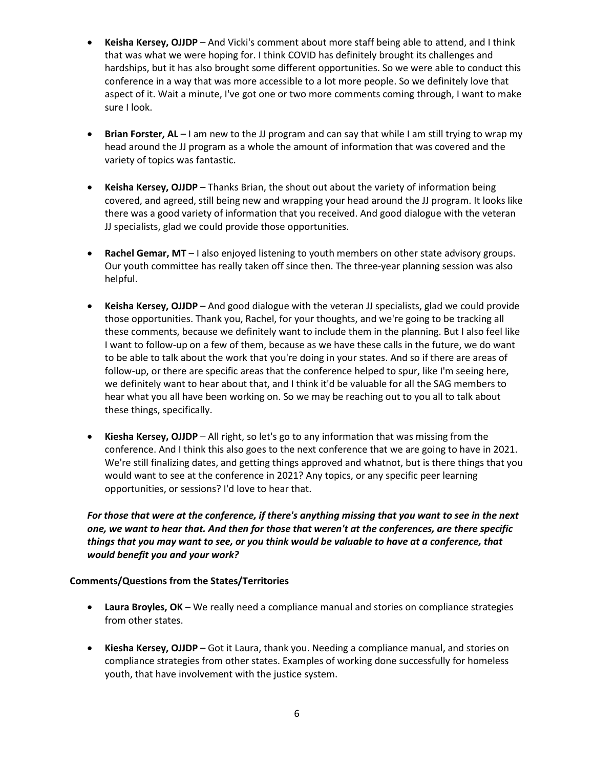- **Keisha Kersey, OJJDP** – And Vicki's comment about more staff being able to attend, and I think that was what we were hoping for. I think COVID has definitely brought its challenges and hardships, but it has also brought some different opportunities. So we were able to conduct this conference in a way that was more accessible to a lot more people. So we definitely love that aspect of it. Wait a minute, I've got one or two more comments coming through, I want to make sure I look.

- **Brian Forster, AL** – I am new to the JJ program and can say that while I am still trying to wrap my head around the JJ program as a whole the amount of information that was covered and the variety of topics was fantastic.

- **Keisha Kersey, OJJDP** – Thanks Brian, the shout out about the variety of information being covered, and agreed, still being new and wrapping your head around the JJ program. It looks like there was a good variety of information that you received. And good dialogue with the veteran JJ specialists, glad we could provide those opportunities.

- **Rachel Gemar, MT** – I also enjoyed listening to youth members on other state advisory groups. Our youth committee has really taken off since then. The three-year planning session was also helpful.

- **Keisha Kersey, OJJDP** – And good dialogue with the veteran JJ specialists, glad we could provide those opportunities. Thank you, Rachel, for your thoughts, and we're going to be tracking all these comments, because we definitely want to include them in the planning. But I also feel like I want to follow-up on a few of them, because as we have these calls in the future, we do want to be able to talk about the work that you're doing in your states. And so if there are areas of follow-up, or there are specific areas that the conference helped to spur, like I'm seeing here, we definitely want to hear about that, and I think it'd be valuable for all the SAG members to hear what you all have been working on. So we may be reaching out to you all to talk about these things, specifically.

- **Kiesha Kersey, OJJDP** – All right, so let's go to any information that was missing from the conference. And I think this also goes to the next conference that we are going to have in 2021. We're still finalizing dates, and getting things approved and whatnot, but is there things that you would want to see at the conference in 2021? Any topics, or any specific peer learning opportunities, or sessions? I'd love to hear that.

***For those that were at the conference, if there's anything missing that you want to see in the next one, we want to hear that. And then for those that weren't at the conferences, are there specific things that you may want to see, or you think would be valuable to have at a conference, that would benefit you and your work?***

**Comments/Questions from the States/Territories**

- **Laura Broyles, OK** – We really need a compliance manual and stories on compliance strategies from other states.

- **Kiesha Kersey, OJJDP** – Got it Laura, thank you. Needing a compliance manual, and stories on compliance strategies from other states. Examples of working done successfully for homeless youth, that have involvement with the justice system.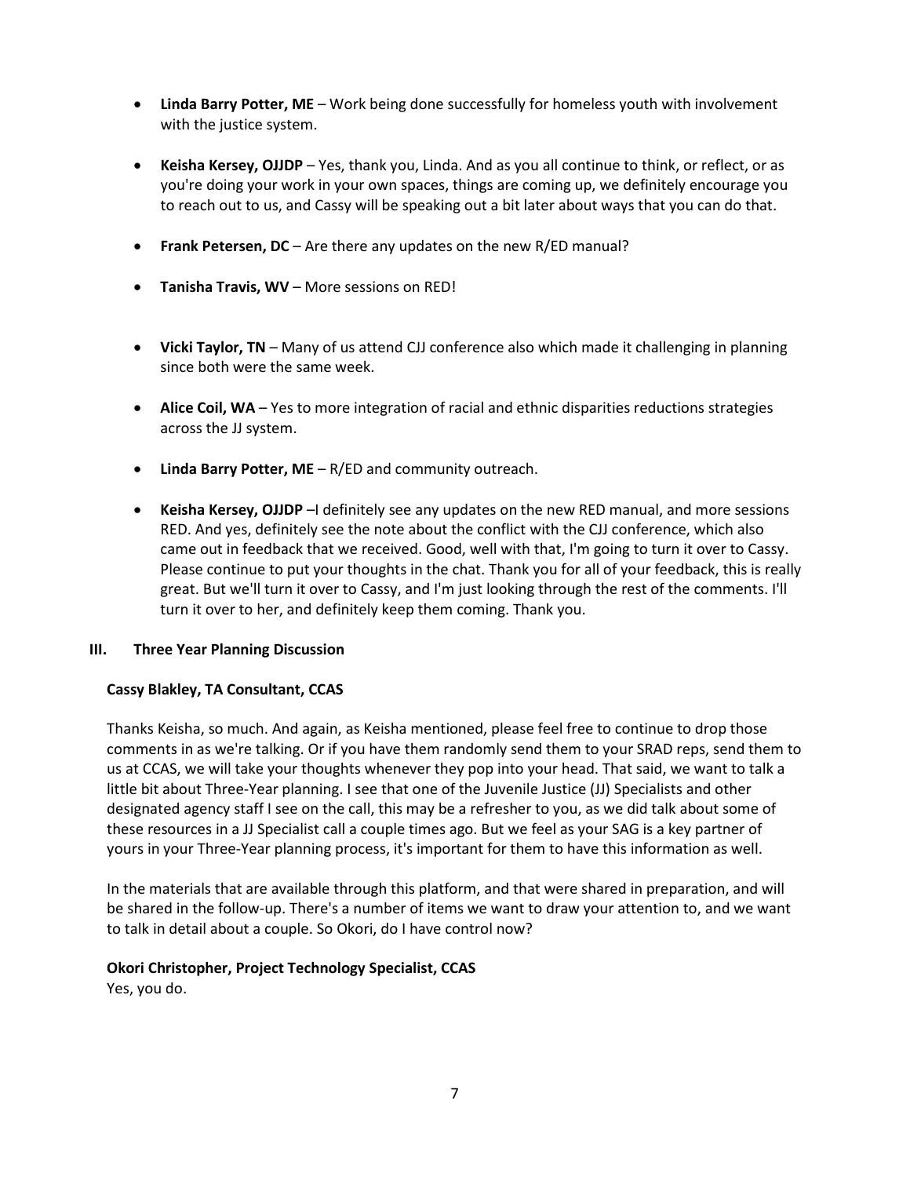- **Linda Barry Potter, ME** – Work being done successfully for homeless youth with involvement with the justice system.

- **Keisha Kersey, OJJDP** – Yes, thank you, Linda. And as you all continue to think, or reflect, or as you're doing your work in your own spaces, things are coming up, we definitely encourage you to reach out to us, and Cassy will be speaking out a bit later about ways that you can do that.

- **Frank Petersen, DC** – Are there any updates on the new R/ED manual?

- **Tanisha Travis, WV** – More sessions on RED!

- **Vicki Taylor, TN** – Many of us attend CJJ conference also which made it challenging in planning since both were the same week.

- **Alice Coil, WA** – Yes to more integration of racial and ethnic disparities reductions strategies across the JJ system.

- **Linda Barry Potter, ME** – R/ED and community outreach.

- **Keisha Kersey, OJJDP** –I definitely see any updates on the new RED manual, and more sessions RED. And yes, definitely see the note about the conflict with the CJJ conference, which also came out in feedback that we received. Good, well with that, I'm going to turn it over to Cassy. Please continue to put your thoughts in the chat. Thank you for all of your feedback, this is really great. But we'll turn it over to Cassy, and I'm just looking through the rest of the comments. I'll turn it over to her, and definitely keep them coming. Thank you.

## III. Three Year Planning Discussion

**Cassy Blakley, TA Consultant, CCAS**

Thanks Keisha, so much. And again, as Keisha mentioned, please feel free to continue to drop those comments in as we're talking. Or if you have them randomly send them to your SRAD reps, send them to us at CCAS, we will take your thoughts whenever they pop into your head. That said, we want to talk a little bit about Three-Year planning. I see that one of the Juvenile Justice (JJ) Specialists and other designated agency staff I see on the call, this may be a refresher to you, as we did talk about some of these resources in a JJ Specialist call a couple times ago. But we feel as your SAG is a key partner of yours in your Three-Year planning process, it's important for them to have this information as well.

In the materials that are available through this platform, and that were shared in preparation, and will be shared in the follow-up. There's a number of items we want to draw your attention to, and we want to talk in detail about a couple. So Okori, do I have control now?

**Okori Christopher, Project Technology Specialist, CCAS**
Yes, you do.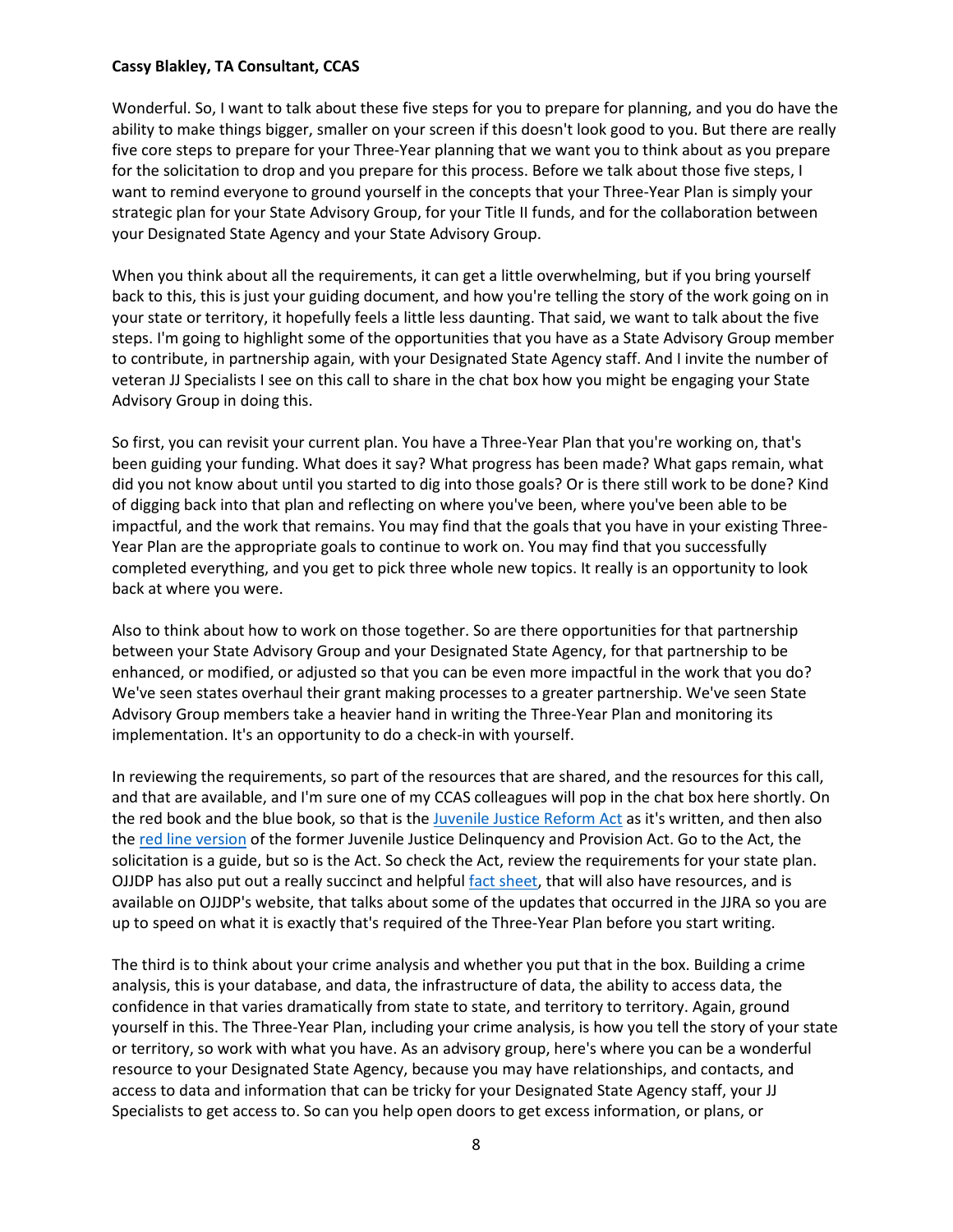**Cassy Blakley, TA Consultant, CCAS**

Wonderful. So, I want to talk about these five steps for you to prepare for planning, and you do have the ability to make things bigger, smaller on your screen if this doesn't look good to you. But there are really five core steps to prepare for your Three-Year planning that we want you to think about as you prepare for the solicitation to drop and you prepare for this process. Before we talk about those five steps, I want to remind everyone to ground yourself in the concepts that your Three-Year Plan is simply your strategic plan for your State Advisory Group, for your Title II funds, and for the collaboration between your Designated State Agency and your State Advisory Group.

When you think about all the requirements, it can get a little overwhelming, but if you bring yourself back to this, this is just your guiding document, and how you're telling the story of the work going on in your state or territory, it hopefully feels a little less daunting. That said, we want to talk about the five steps. I'm going to highlight some of the opportunities that you have as a State Advisory Group member to contribute, in partnership again, with your Designated State Agency staff. And I invite the number of veteran JJ Specialists I see on this call to share in the chat box how you might be engaging your State Advisory Group in doing this.

So first, you can revisit your current plan. You have a Three-Year Plan that you're working on, that's been guiding your funding. What does it say? What progress has been made? What gaps remain, what did you not know about until you started to dig into those goals? Or is there still work to be done? Kind of digging back into that plan and reflecting on where you've been, where you've been able to be impactful, and the work that remains. You may find that the goals that you have in your existing Three-Year Plan are the appropriate goals to continue to work on. You may find that you successfully completed everything, and you get to pick three whole new topics. It really is an opportunity to look back at where you were.

Also to think about how to work on those together. So are there opportunities for that partnership between your State Advisory Group and your Designated State Agency, for that partnership to be enhanced, or modified, or adjusted so that you can be even more impactful in the work that you do? We've seen states overhaul their grant making processes to a greater partnership. We've seen State Advisory Group members take a heavier hand in writing the Three-Year Plan and monitoring its implementation. It's an opportunity to do a check-in with yourself.

In reviewing the requirements, so part of the resources that are shared, and the resources for this call, and that are available, and I'm sure one of my CCAS colleagues will pop in the chat box here shortly. On the red book and the blue book, so that is the Juvenile Justice Reform Act as it's written, and then also the red line version of the former Juvenile Justice Delinquency and Provision Act. Go to the Act, the solicitation is a guide, but so is the Act. So check the Act, review the requirements for your state plan. OJJDP has also put out a really succinct and helpful fact sheet, that will also have resources, and is available on OJJDP's website, that talks about some of the updates that occurred in the JJRA so you are up to speed on what it is exactly that's required of the Three-Year Plan before you start writing.

The third is to think about your crime analysis and whether you put that in the box. Building a crime analysis, this is your database, and data, the infrastructure of data, the ability to access data, the confidence in that varies dramatically from state to state, and territory to territory. Again, ground yourself in this. The Three-Year Plan, including your crime analysis, is how you tell the story of your state or territory, so work with what you have. As an advisory group, here's where you can be a wonderful resource to your Designated State Agency, because you may have relationships, and contacts, and access to data and information that can be tricky for your Designated State Agency staff, your JJ Specialists to get access to. So can you help open doors to get excess information, or plans, or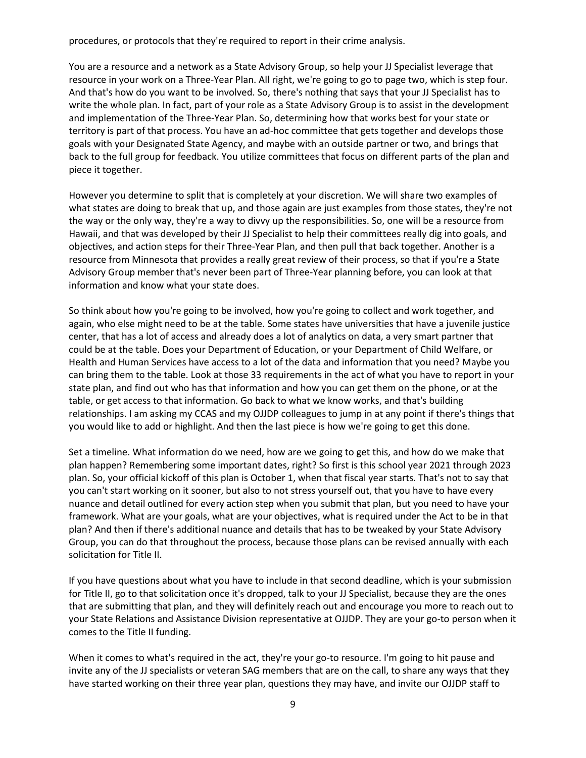procedures, or protocols that they're required to report in their crime analysis.

You are a resource and a network as a State Advisory Group, so help your JJ Specialist leverage that resource in your work on a Three-Year Plan. All right, we're going to go to page two, which is step four. And that's how do you want to be involved. So, there's nothing that says that your JJ Specialist has to write the whole plan. In fact, part of your role as a State Advisory Group is to assist in the development and implementation of the Three-Year Plan. So, determining how that works best for your state or territory is part of that process. You have an ad-hoc committee that gets together and develops those goals with your Designated State Agency, and maybe with an outside partner or two, and brings that back to the full group for feedback. You utilize committees that focus on different parts of the plan and piece it together.

However you determine to split that is completely at your discretion. We will share two examples of what states are doing to break that up, and those again are just examples from those states, they're not the way or the only way, they're a way to divvy up the responsibilities. So, one will be a resource from Hawaii, and that was developed by their JJ Specialist to help their committees really dig into goals, and objectives, and action steps for their Three-Year Plan, and then pull that back together. Another is a resource from Minnesota that provides a really great review of their process, so that if you're a State Advisory Group member that's never been part of Three-Year planning before, you can look at that information and know what your state does.

So think about how you're going to be involved, how you're going to collect and work together, and again, who else might need to be at the table. Some states have universities that have a juvenile justice center, that has a lot of access and already does a lot of analytics on data, a very smart partner that could be at the table. Does your Department of Education, or your Department of Child Welfare, or Health and Human Services have access to a lot of the data and information that you need? Maybe you can bring them to the table. Look at those 33 requirements in the act of what you have to report in your state plan, and find out who has that information and how you can get them on the phone, or at the table, or get access to that information. Go back to what we know works, and that's building relationships. I am asking my CCAS and my OJJDP colleagues to jump in at any point if there's things that you would like to add or highlight. And then the last piece is how we're going to get this done.

Set a timeline. What information do we need, how are we going to get this, and how do we make that plan happen? Remembering some important dates, right? So first is this school year 2021 through 2023 plan. So, your official kickoff of this plan is October 1, when that fiscal year starts. That's not to say that you can't start working on it sooner, but also to not stress yourself out, that you have to have every nuance and detail outlined for every action step when you submit that plan, but you need to have your framework. What are your goals, what are your objectives, what is required under the Act to be in that plan? And then if there's additional nuance and details that has to be tweaked by your State Advisory Group, you can do that throughout the process, because those plans can be revised annually with each solicitation for Title II.

If you have questions about what you have to include in that second deadline, which is your submission for Title II, go to that solicitation once it's dropped, talk to your JJ Specialist, because they are the ones that are submitting that plan, and they will definitely reach out and encourage you more to reach out to your State Relations and Assistance Division representative at OJJDP. They are your go-to person when it comes to the Title II funding.

When it comes to what's required in the act, they're your go-to resource. I'm going to hit pause and invite any of the JJ specialists or veteran SAG members that are on the call, to share any ways that they have started working on their three year plan, questions they may have, and invite our OJJDP staff to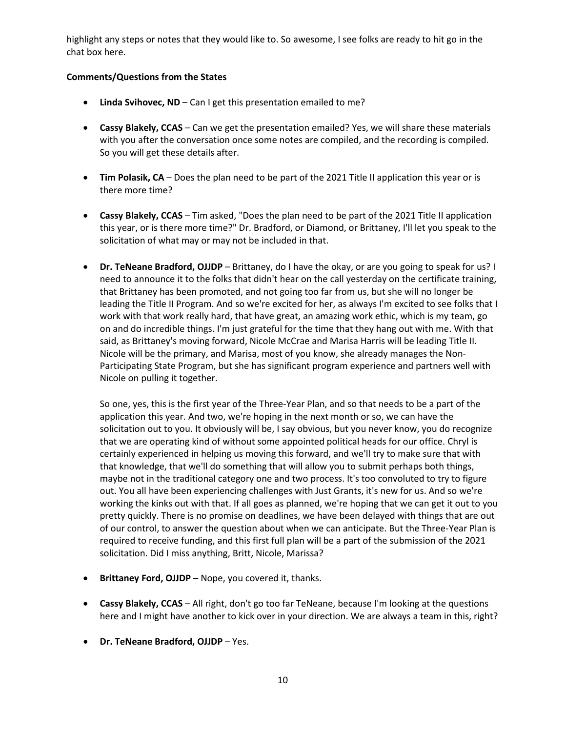highlight any steps or notes that they would like to. So awesome, I see folks are ready to hit go in the chat box here.

**Comments/Questions from the States**

- **Linda Svihovec, ND** – Can I get this presentation emailed to me?

- **Cassy Blakely, CCAS** – Can we get the presentation emailed? Yes, we will share these materials with you after the conversation once some notes are compiled, and the recording is compiled. So you will get these details after.

- **Tim Polasik, CA** – Does the plan need to be part of the 2021 Title II application this year or is there more time?

- **Cassy Blakely, CCAS** – Tim asked, "Does the plan need to be part of the 2021 Title II application this year, or is there more time?" Dr. Bradford, or Diamond, or Brittaney, I'll let you speak to the solicitation of what may or may not be included in that.

- **Dr. TeNeane Bradford, OJJDP** – Brittaney, do I have the okay, or are you going to speak for us? I need to announce it to the folks that didn't hear on the call yesterday on the certificate training, that Brittaney has been promoted, and not going too far from us, but she will no longer be leading the Title II Program. And so we're excited for her, as always I'm excited to see folks that I work with that work really hard, that have great, an amazing work ethic, which is my team, go on and do incredible things. I'm just grateful for the time that they hang out with me. With that said, as Brittaney's moving forward, Nicole McCrae and Marisa Harris will be leading Title II. Nicole will be the primary, and Marisa, most of you know, she already manages the Non-Participating State Program, but she has significant program experience and partners well with Nicole on pulling it together.

  So one, yes, this is the first year of the Three-Year Plan, and so that needs to be a part of the application this year. And two, we're hoping in the next month or so, we can have the solicitation out to you. It obviously will be, I say obvious, but you never know, you do recognize that we are operating kind of without some appointed political heads for our office. Chryl is certainly experienced in helping us moving this forward, and we'll try to make sure that with that knowledge, that we'll do something that will allow you to submit perhaps both things, maybe not in the traditional category one and two process. It's too convoluted to try to figure out. You all have been experiencing challenges with Just Grants, it's new for us. And so we're working the kinks out with that. If all goes as planned, we're hoping that we can get it out to you pretty quickly. There is no promise on deadlines, we have been delayed with things that are out of our control, to answer the question about when we can anticipate. But the Three-Year Plan is required to receive funding, and this first full plan will be a part of the submission of the 2021 solicitation. Did I miss anything, Britt, Nicole, Marissa?

- **Brittaney Ford, OJJDP** – Nope, you covered it, thanks.

- **Cassy Blakely, CCAS** – All right, don't go too far TeNeane, because I'm looking at the questions here and I might have another to kick over in your direction. We are always a team in this, right?

- **Dr. TeNeane Bradford, OJJDP** – Yes.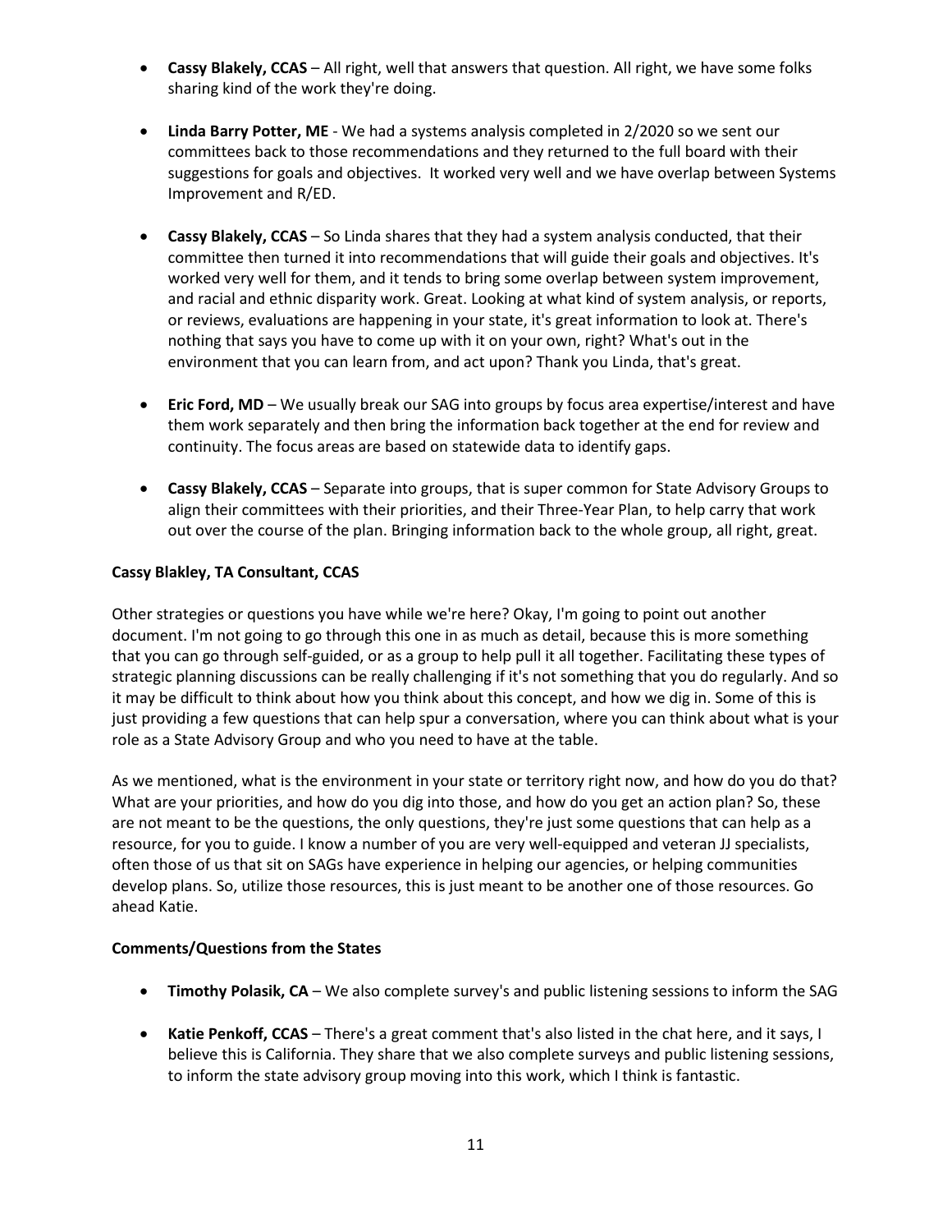- **Cassy Blakely, CCAS** – All right, well that answers that question. All right, we have some folks sharing kind of the work they're doing.

- **Linda Barry Potter, ME** - We had a systems analysis completed in 2/2020 so we sent our committees back to those recommendations and they returned to the full board with their suggestions for goals and objectives. It worked very well and we have overlap between Systems Improvement and R/ED.

- **Cassy Blakely, CCAS** – So Linda shares that they had a system analysis conducted, that their committee then turned it into recommendations that will guide their goals and objectives. It's worked very well for them, and it tends to bring some overlap between system improvement, and racial and ethnic disparity work. Great. Looking at what kind of system analysis, or reports, or reviews, evaluations are happening in your state, it's great information to look at. There's nothing that says you have to come up with it on your own, right? What's out in the environment that you can learn from, and act upon? Thank you Linda, that's great.

- **Eric Ford, MD** – We usually break our SAG into groups by focus area expertise/interest and have them work separately and then bring the information back together at the end for review and continuity. The focus areas are based on statewide data to identify gaps.

- **Cassy Blakely, CCAS** – Separate into groups, that is super common for State Advisory Groups to align their committees with their priorities, and their Three-Year Plan, to help carry that work out over the course of the plan. Bringing information back to the whole group, all right, great.

**Cassy Blakley, TA Consultant, CCAS**

Other strategies or questions you have while we're here? Okay, I'm going to point out another document. I'm not going to go through this one in as much as detail, because this is more something that you can go through self-guided, or as a group to help pull it all together. Facilitating these types of strategic planning discussions can be really challenging if it's not something that you do regularly. And so it may be difficult to think about how you think about this concept, and how we dig in. Some of this is just providing a few questions that can help spur a conversation, where you can think about what is your role as a State Advisory Group and who you need to have at the table.

As we mentioned, what is the environment in your state or territory right now, and how do you do that? What are your priorities, and how do you dig into those, and how do you get an action plan? So, these are not meant to be the questions, the only questions, they're just some questions that can help as a resource, for you to guide. I know a number of you are very well-equipped and veteran JJ specialists, often those of us that sit on SAGs have experience in helping our agencies, or helping communities develop plans. So, utilize those resources, this is just meant to be another one of those resources. Go ahead Katie.

**Comments/Questions from the States**

- **Timothy Polasik, CA** – We also complete survey's and public listening sessions to inform the SAG

- **Katie Penkoff, CCAS** – There's a great comment that's also listed in the chat here, and it says, I believe this is California. They share that we also complete surveys and public listening sessions, to inform the state advisory group moving into this work, which I think is fantastic.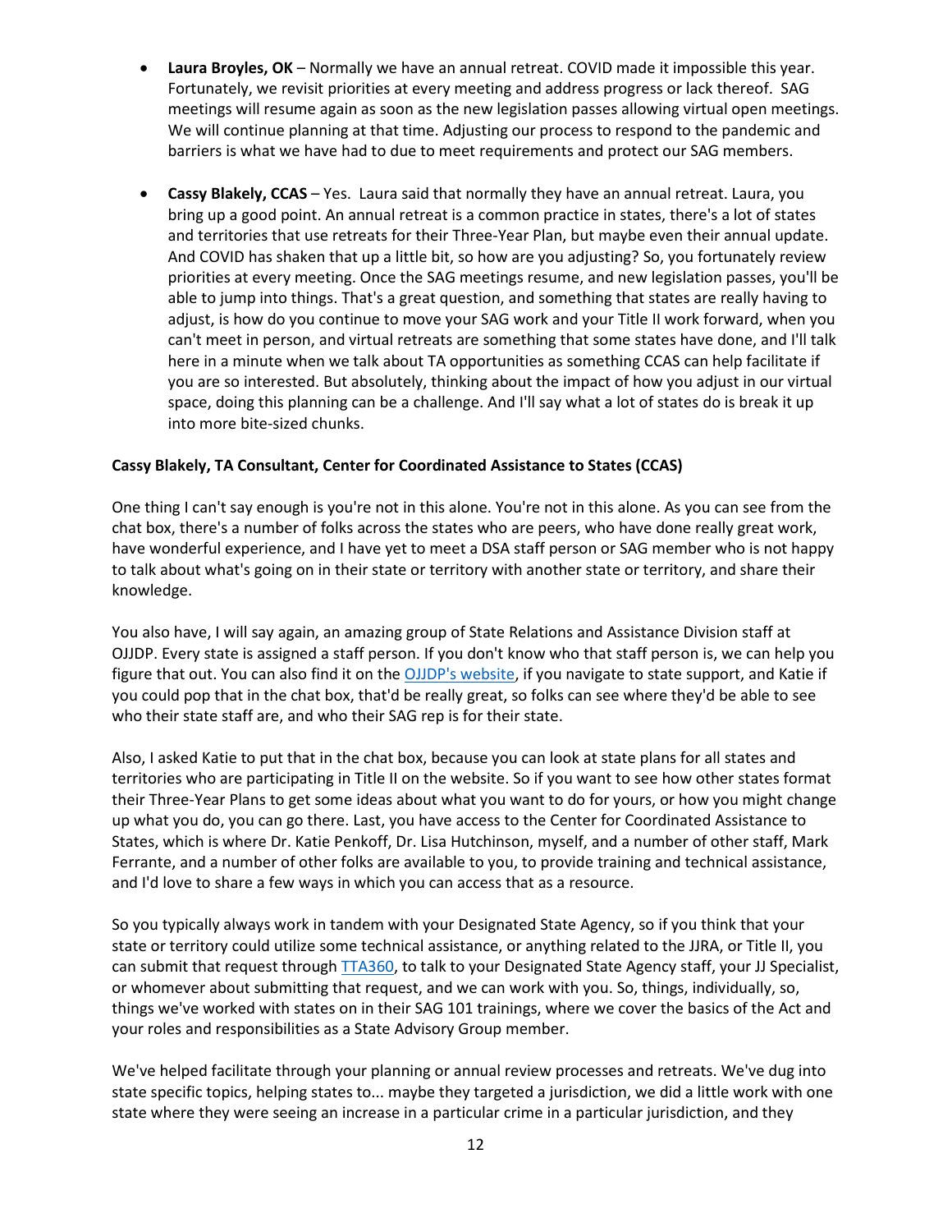- **Laura Broyles, OK** – Normally we have an annual retreat. COVID made it impossible this year. Fortunately, we revisit priorities at every meeting and address progress or lack thereof. SAG meetings will resume again as soon as the new legislation passes allowing virtual open meetings. We will continue planning at that time. Adjusting our process to respond to the pandemic and barriers is what we have had to due to meet requirements and protect our SAG members.

- **Cassy Blakely, CCAS** – Yes. Laura said that normally they have an annual retreat. Laura, you bring up a good point. An annual retreat is a common practice in states, there's a lot of states and territories that use retreats for their Three-Year Plan, but maybe even their annual update. And COVID has shaken that up a little bit, so how are you adjusting? So, you fortunately review priorities at every meeting. Once the SAG meetings resume, and new legislation passes, you'll be able to jump into things. That's a great question, and something that states are really having to adjust, is how do you continue to move your SAG work and your Title II work forward, when you can't meet in person, and virtual retreats are something that some states have done, and I'll talk here in a minute when we talk about TA opportunities as something CCAS can help facilitate if you are so interested. But absolutely, thinking about the impact of how you adjust in our virtual space, doing this planning can be a challenge. And I'll say what a lot of states do is break it up into more bite-sized chunks.

**Cassy Blakely, TA Consultant, Center for Coordinated Assistance to States (CCAS)**

One thing I can't say enough is you're not in this alone. You're not in this alone. As you can see from the chat box, there's a number of folks across the states who are peers, who have done really great work, have wonderful experience, and I have yet to meet a DSA staff person or SAG member who is not happy to talk about what's going on in their state or territory with another state or territory, and share their knowledge.

You also have, I will say again, an amazing group of State Relations and Assistance Division staff at OJJDP. Every state is assigned a staff person. If you don't know who that staff person is, we can help you figure that out. You can also find it on the OJJDP's website, if you navigate to state support, and Katie if you could pop that in the chat box, that'd be really great, so folks can see where they'd be able to see who their state staff are, and who their SAG rep is for their state.

Also, I asked Katie to put that in the chat box, because you can look at state plans for all states and territories who are participating in Title II on the website. So if you want to see how other states format their Three-Year Plans to get some ideas about what you want to do for yours, or how you might change up what you do, you can go there. Last, you have access to the Center for Coordinated Assistance to States, which is where Dr. Katie Penkoff, Dr. Lisa Hutchinson, myself, and a number of other staff, Mark Ferrante, and a number of other folks are available to you, to provide training and technical assistance, and I'd love to share a few ways in which you can access that as a resource.

So you typically always work in tandem with your Designated State Agency, so if you think that your state or territory could utilize some technical assistance, or anything related to the JJRA, or Title II, you can submit that request through TTA360, to talk to your Designated State Agency staff, your JJ Specialist, or whomever about submitting that request, and we can work with you. So, things, individually, so, things we've worked with states on in their SAG 101 trainings, where we cover the basics of the Act and your roles and responsibilities as a State Advisory Group member.

We've helped facilitate through your planning or annual review processes and retreats. We've dug into state specific topics, helping states to... maybe they targeted a jurisdiction, we did a little work with one state where they were seeing an increase in a particular crime in a particular jurisdiction, and they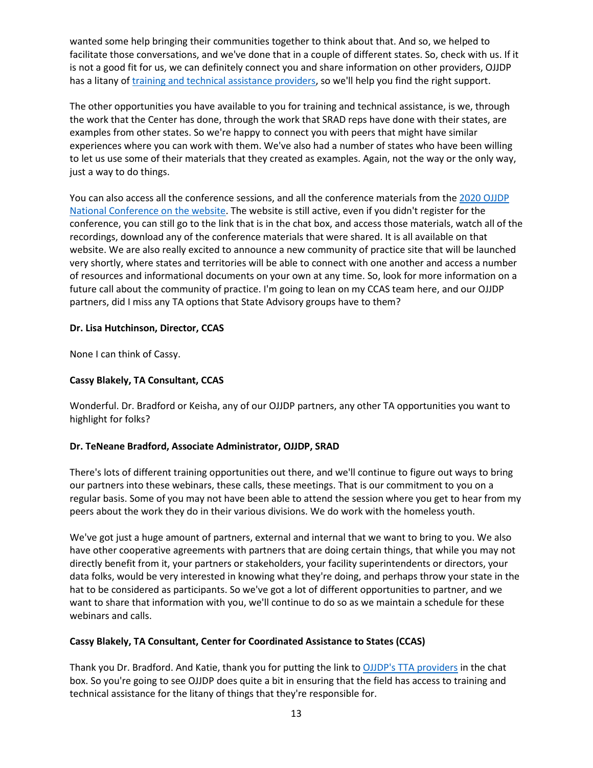wanted some help bringing their communities together to think about that. And so, we helped to facilitate those conversations, and we've done that in a couple of different states. So, check with us. If it is not a good fit for us, we can definitely connect you and share information on other providers, OJJDP has a litany of training and technical assistance providers, so we'll help you find the right support.

The other opportunities you have available to you for training and technical assistance, is we, through the work that the Center has done, through the work that SRAD reps have done with their states, are examples from other states. So we're happy to connect you with peers that might have similar experiences where you can work with them. We've also had a number of states who have been willing to let us use some of their materials that they created as examples. Again, not the way or the only way, just a way to do things.

You can also access all the conference sessions, and all the conference materials from the 2020 OJJDP National Conference on the website. The website is still active, even if you didn't register for the conference, you can still go to the link that is in the chat box, and access those materials, watch all of the recordings, download any of the conference materials that were shared. It is all available on that website. We are also really excited to announce a new community of practice site that will be launched very shortly, where states and territories will be able to connect with one another and access a number of resources and informational documents on your own at any time. So, look for more information on a future call about the community of practice. I'm going to lean on my CCAS team here, and our OJJDP partners, did I miss any TA options that State Advisory groups have to them?

**Dr. Lisa Hutchinson, Director, CCAS**

None I can think of Cassy.

**Cassy Blakely, TA Consultant, CCAS**

Wonderful. Dr. Bradford or Keisha, any of our OJJDP partners, any other TA opportunities you want to highlight for folks?

**Dr. TeNeane Bradford, Associate Administrator, OJJDP, SRAD**

There's lots of different training opportunities out there, and we'll continue to figure out ways to bring our partners into these webinars, these calls, these meetings. That is our commitment to you on a regular basis. Some of you may not have been able to attend the session where you get to hear from my peers about the work they do in their various divisions. We do work with the homeless youth.

We've got just a huge amount of partners, external and internal that we want to bring to you. We also have other cooperative agreements with partners that are doing certain things, that while you may not directly benefit from it, your partners or stakeholders, your facility superintendents or directors, your data folks, would be very interested in knowing what they're doing, and perhaps throw your state in the hat to be considered as participants. So we've got a lot of different opportunities to partner, and we want to share that information with you, we'll continue to do so as we maintain a schedule for these webinars and calls.

**Cassy Blakely, TA Consultant, Center for Coordinated Assistance to States (CCAS)**

Thank you Dr. Bradford. And Katie, thank you for putting the link to OJJDP's TTA providers in the chat box. So you're going to see OJJDP does quite a bit in ensuring that the field has access to training and technical assistance for the litany of things that they're responsible for.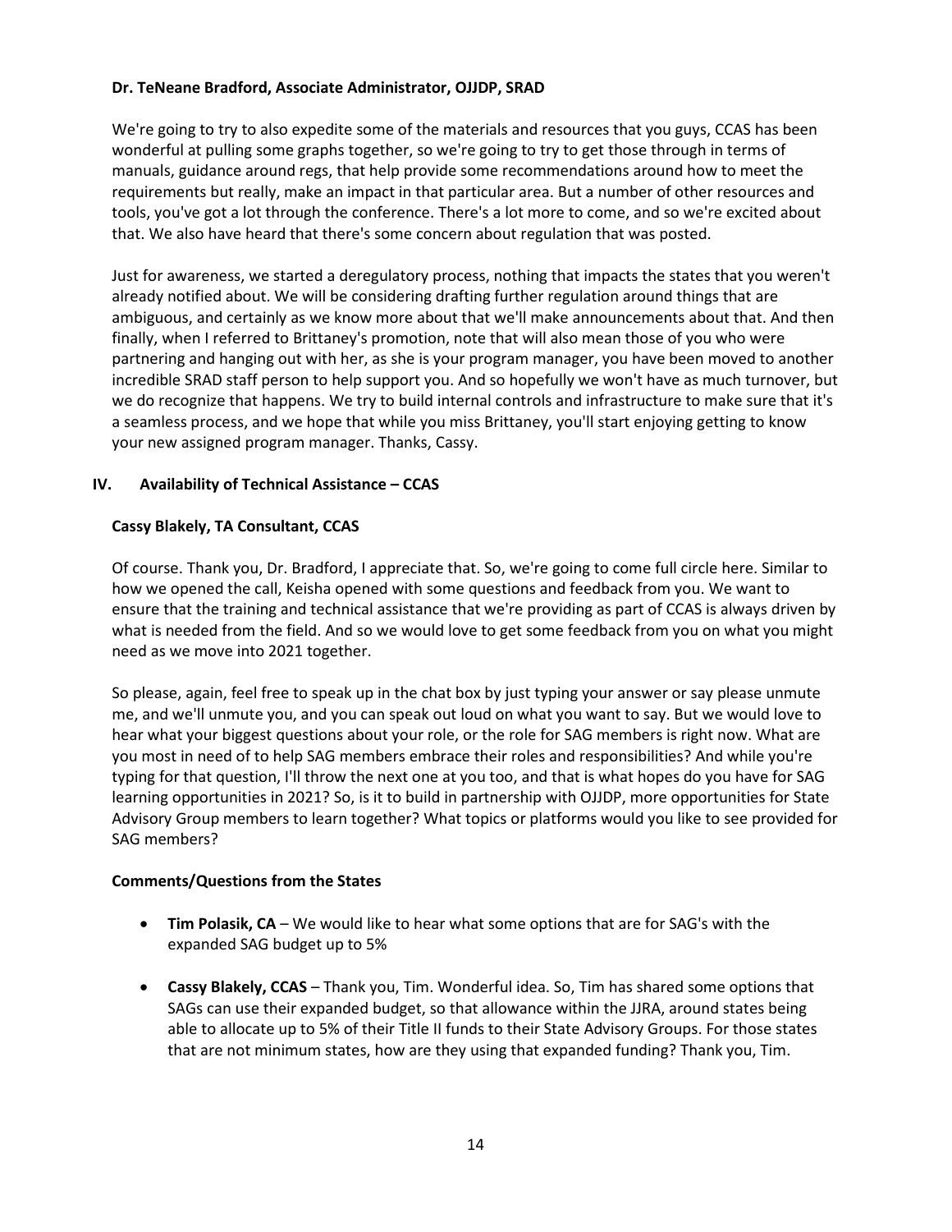**Dr. TeNeane Bradford, Associate Administrator, OJJDP, SRAD**

We're going to try to also expedite some of the materials and resources that you guys, CCAS has been wonderful at pulling some graphs together, so we're going to try to get those through in terms of manuals, guidance around regs, that help provide some recommendations around how to meet the requirements but really, make an impact in that particular area. But a number of other resources and tools, you've got a lot through the conference. There's a lot more to come, and so we're excited about that. We also have heard that there's some concern about regulation that was posted.

Just for awareness, we started a deregulatory process, nothing that impacts the states that you weren't already notified about. We will be considering drafting further regulation around things that are ambiguous, and certainly as we know more about that we'll make announcements about that. And then finally, when I referred to Brittaney's promotion, note that will also mean those of you who were partnering and hanging out with her, as she is your program manager, you have been moved to another incredible SRAD staff person to help support you. And so hopefully we won't have as much turnover, but we do recognize that happens. We try to build internal controls and infrastructure to make sure that it's a seamless process, and we hope that while you miss Brittaney, you'll start enjoying getting to know your new assigned program manager. Thanks, Cassy.

## IV. Availability of Technical Assistance – CCAS

**Cassy Blakely, TA Consultant, CCAS**

Of course. Thank you, Dr. Bradford, I appreciate that. So, we're going to come full circle here. Similar to how we opened the call, Keisha opened with some questions and feedback from you. We want to ensure that the training and technical assistance that we're providing as part of CCAS is always driven by what is needed from the field. And so we would love to get some feedback from you on what you might need as we move into 2021 together.

So please, again, feel free to speak up in the chat box by just typing your answer or say please unmute me, and we'll unmute you, and you can speak out loud on what you want to say. But we would love to hear what your biggest questions about your role, or the role for SAG members is right now. What are you most in need of to help SAG members embrace their roles and responsibilities? And while you're typing for that question, I'll throw the next one at you too, and that is what hopes do you have for SAG learning opportunities in 2021? So, is it to build in partnership with OJJDP, more opportunities for State Advisory Group members to learn together? What topics or platforms would you like to see provided for SAG members?

**Comments/Questions from the States**

- **Tim Polasik, CA** – We would like to hear what some options that are for SAG's with the expanded SAG budget up to 5%
- **Cassy Blakely, CCAS** – Thank you, Tim. Wonderful idea. So, Tim has shared some options that SAGs can use their expanded budget, so that allowance within the JJRA, around states being able to allocate up to 5% of their Title II funds to their State Advisory Groups. For those states that are not minimum states, how are they using that expanded funding? Thank you, Tim.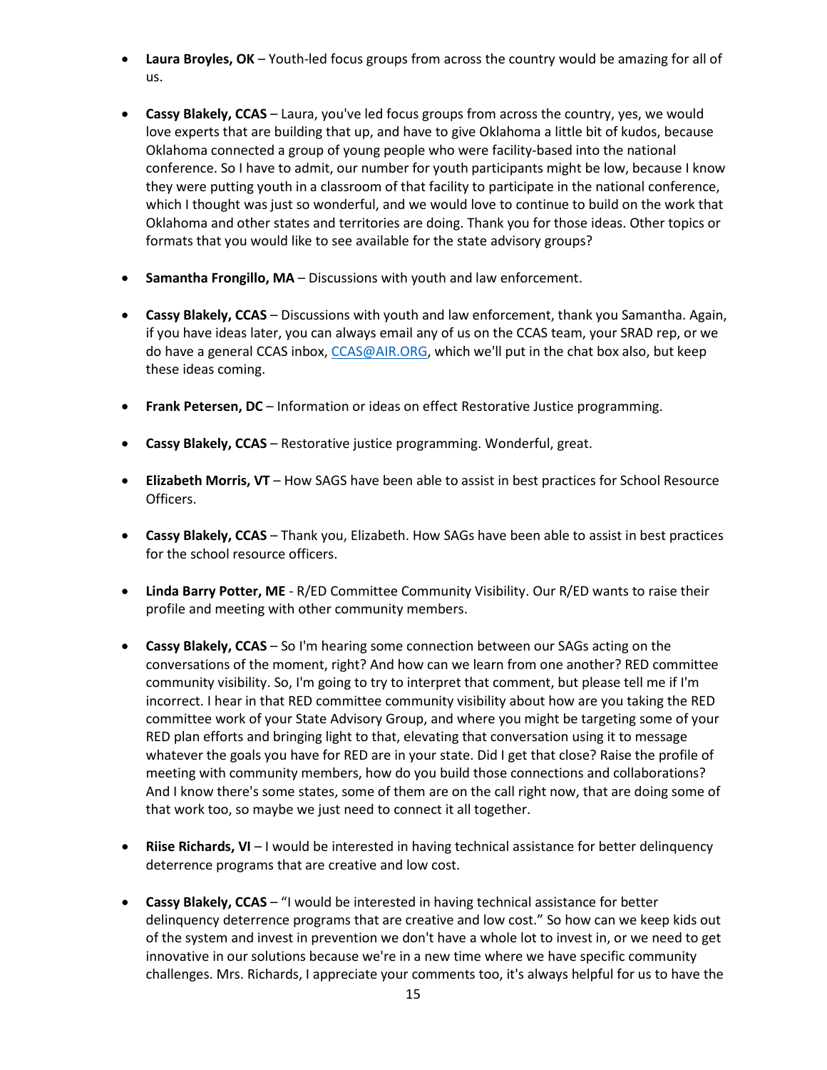- **Laura Broyles, OK** – Youth-led focus groups from across the country would be amazing for all of us.

- **Cassy Blakely, CCAS** – Laura, you've led focus groups from across the country, yes, we would love experts that are building that up, and have to give Oklahoma a little bit of kudos, because Oklahoma connected a group of young people who were facility-based into the national conference. So I have to admit, our number for youth participants might be low, because I know they were putting youth in a classroom of that facility to participate in the national conference, which I thought was just so wonderful, and we would love to continue to build on the work that Oklahoma and other states and territories are doing. Thank you for those ideas. Other topics or formats that you would like to see available for the state advisory groups?

- **Samantha Frongillo, MA** – Discussions with youth and law enforcement.

- **Cassy Blakely, CCAS** – Discussions with youth and law enforcement, thank you Samantha. Again, if you have ideas later, you can always email any of us on the CCAS team, your SRAD rep, or we do have a general CCAS inbox, [CCAS@AIR.ORG](mailto:CCAS@AIR.ORG), which we'll put in the chat box also, but keep these ideas coming.

- **Frank Petersen, DC** – Information or ideas on effect Restorative Justice programming.

- **Cassy Blakely, CCAS** – Restorative justice programming. Wonderful, great.

- **Elizabeth Morris, VT** – How SAGS have been able to assist in best practices for School Resource Officers.

- **Cassy Blakely, CCAS** – Thank you, Elizabeth. How SAGs have been able to assist in best practices for the school resource officers.

- **Linda Barry Potter, ME** - R/ED Committee Community Visibility. Our R/ED wants to raise their profile and meeting with other community members.

- **Cassy Blakely, CCAS** – So I'm hearing some connection between our SAGs acting on the conversations of the moment, right? And how can we learn from one another? RED committee community visibility. So, I'm going to try to interpret that comment, but please tell me if I'm incorrect. I hear in that RED committee community visibility about how are you taking the RED committee work of your State Advisory Group, and where you might be targeting some of your RED plan efforts and bringing light to that, elevating that conversation using it to message whatever the goals you have for RED are in your state. Did I get that close? Raise the profile of meeting with community members, how do you build those connections and collaborations? And I know there's some states, some of them are on the call right now, that are doing some of that work too, so maybe we just need to connect it all together.

- **Riise Richards, VI** – I would be interested in having technical assistance for better delinquency deterrence programs that are creative and low cost.

- **Cassy Blakely, CCAS** – "I would be interested in having technical assistance for better delinquency deterrence programs that are creative and low cost." So how can we keep kids out of the system and invest in prevention we don't have a whole lot to invest in, or we need to get innovative in our solutions because we're in a new time where we have specific community challenges. Mrs. Richards, I appreciate your comments too, it's always helpful for us to have the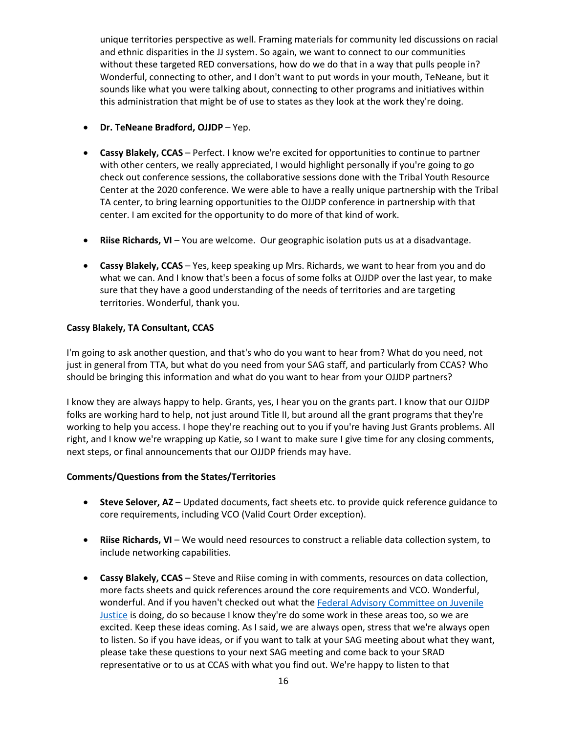unique territories perspective as well. Framing materials for community led discussions on racial and ethnic disparities in the JJ system. So again, we want to connect to our communities without these targeted RED conversations, how do we do that in a way that pulls people in? Wonderful, connecting to other, and I don't want to put words in your mouth, TeNeane, but it sounds like what you were talking about, connecting to other programs and initiatives within this administration that might be of use to states as they look at the work they're doing.

- **Dr. TeNeane Bradford, OJJDP** – Yep.

- **Cassy Blakely, CCAS** – Perfect. I know we're excited for opportunities to continue to partner with other centers, we really appreciated, I would highlight personally if you're going to go check out conference sessions, the collaborative sessions done with the Tribal Youth Resource Center at the 2020 conference. We were able to have a really unique partnership with the Tribal TA center, to bring learning opportunities to the OJJDP conference in partnership with that center. I am excited for the opportunity to do more of that kind of work.

- **Riise Richards, VI** – You are welcome. Our geographic isolation puts us at a disadvantage.

- **Cassy Blakely, CCAS** – Yes, keep speaking up Mrs. Richards, we want to hear from you and do what we can. And I know that's been a focus of some folks at OJJDP over the last year, to make sure that they have a good understanding of the needs of territories and are targeting territories. Wonderful, thank you.

**Cassy Blakely, TA Consultant, CCAS**

I'm going to ask another question, and that's who do you want to hear from? What do you need, not just in general from TTA, but what do you need from your SAG staff, and particularly from CCAS? Who should be bringing this information and what do you want to hear from your OJJDP partners?

I know they are always happy to help. Grants, yes, I hear you on the grants part. I know that our OJJDP folks are working hard to help, not just around Title II, but around all the grant programs that they're working to help you access. I hope they're reaching out to you if you're having Just Grants problems. All right, and I know we're wrapping up Katie, so I want to make sure I give time for any closing comments, next steps, or final announcements that our OJJDP friends may have.

**Comments/Questions from the States/Territories**

- **Steve Selover, AZ** – Updated documents, fact sheets etc. to provide quick reference guidance to core requirements, including VCO (Valid Court Order exception).

- **Riise Richards, VI** – We would need resources to construct a reliable data collection system, to include networking capabilities.

- **Cassy Blakely, CCAS** – Steve and Riise coming in with comments, resources on data collection, more facts sheets and quick references around the core requirements and VCO. Wonderful, wonderful. And if you haven't checked out what the Federal Advisory Committee on Juvenile Justice is doing, do so because I know they're do some work in these areas too, so we are excited. Keep these ideas coming. As I said, we are always open, stress that we're always open to listen. So if you have ideas, or if you want to talk at your SAG meeting about what they want, please take these questions to your next SAG meeting and come back to your SRAD representative or to us at CCAS with what you find out. We're happy to listen to that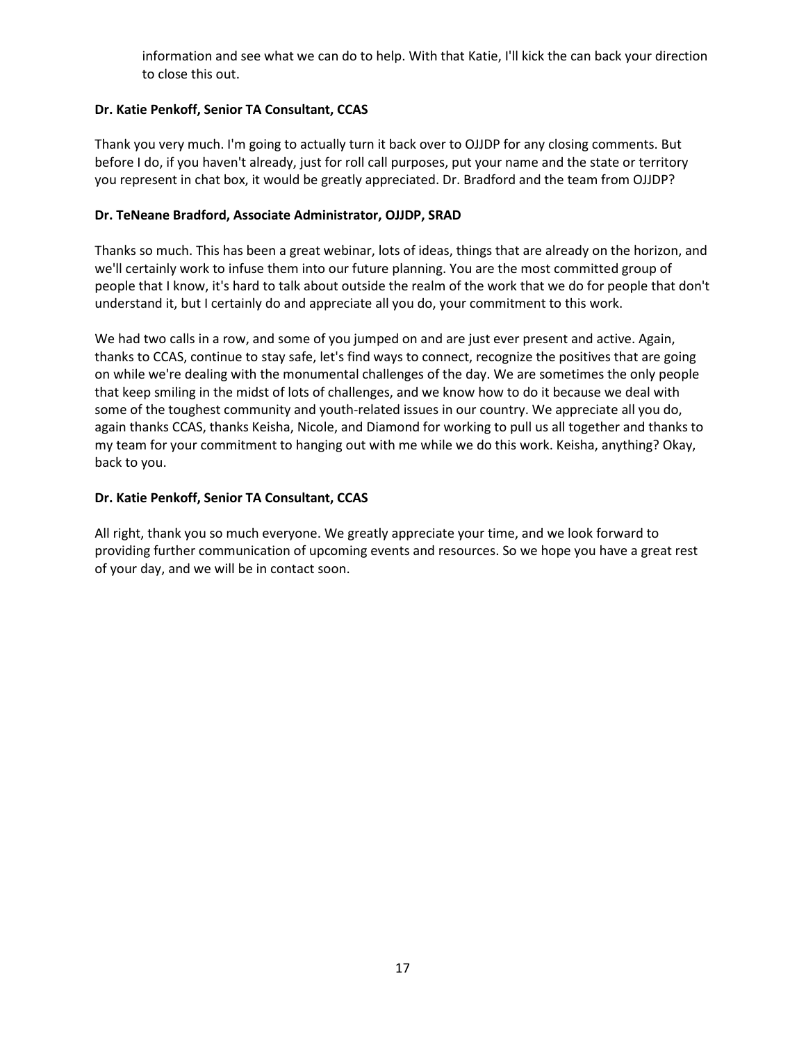information and see what we can do to help. With that Katie, I'll kick the can back your direction to close this out.

**Dr. Katie Penkoff, Senior TA Consultant, CCAS**

Thank you very much. I'm going to actually turn it back over to OJJDP for any closing comments. But before I do, if you haven't already, just for roll call purposes, put your name and the state or territory you represent in chat box, it would be greatly appreciated. Dr. Bradford and the team from OJJDP?

**Dr. TeNeane Bradford, Associate Administrator, OJJDP, SRAD**

Thanks so much. This has been a great webinar, lots of ideas, things that are already on the horizon, and we'll certainly work to infuse them into our future planning. You are the most committed group of people that I know, it's hard to talk about outside the realm of the work that we do for people that don't understand it, but I certainly do and appreciate all you do, your commitment to this work.

We had two calls in a row, and some of you jumped on and are just ever present and active. Again, thanks to CCAS, continue to stay safe, let's find ways to connect, recognize the positives that are going on while we're dealing with the monumental challenges of the day. We are sometimes the only people that keep smiling in the midst of lots of challenges, and we know how to do it because we deal with some of the toughest community and youth-related issues in our country. We appreciate all you do, again thanks CCAS, thanks Keisha, Nicole, and Diamond for working to pull us all together and thanks to my team for your commitment to hanging out with me while we do this work. Keisha, anything? Okay, back to you.

**Dr. Katie Penkoff, Senior TA Consultant, CCAS**

All right, thank you so much everyone. We greatly appreciate your time, and we look forward to providing further communication of upcoming events and resources. So we hope you have a great rest of your day, and we will be in contact soon.